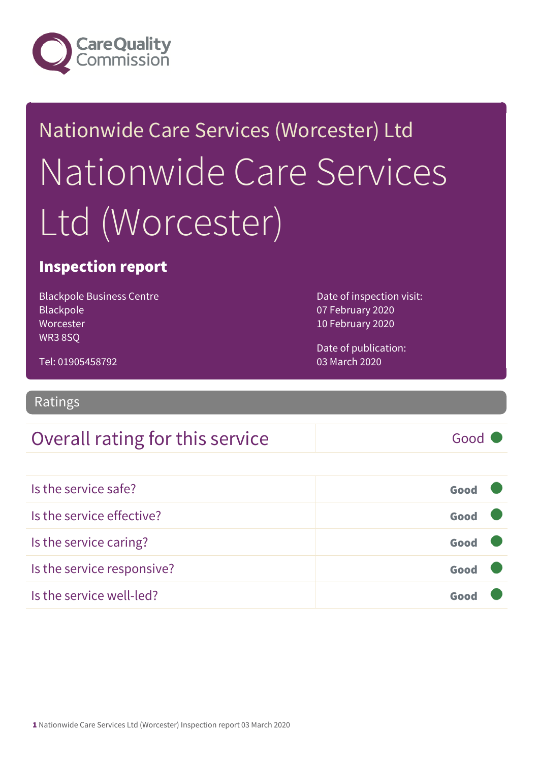Care Quality Commission

# Nationwide Care Services (Worcester) Ltd

# Nationwide Care Services Ltd (Worcester)

## Inspection report

Blackpole Business Centre
Blackpole
Worcester
WR3 8SQ

Tel: 01905458792

Date of inspection visit:
07 February 2020
10 February 2020

Date of publication:
03 March 2020

## Ratings

| Overall rating for this service | Good |
|---|---|

| | |
|---|---|
| Is the service safe? | **Good** |
| Is the service effective? | **Good** |
| Is the service caring? | **Good** |
| Is the service responsive? | **Good** |
| Is the service well-led? | **Good** |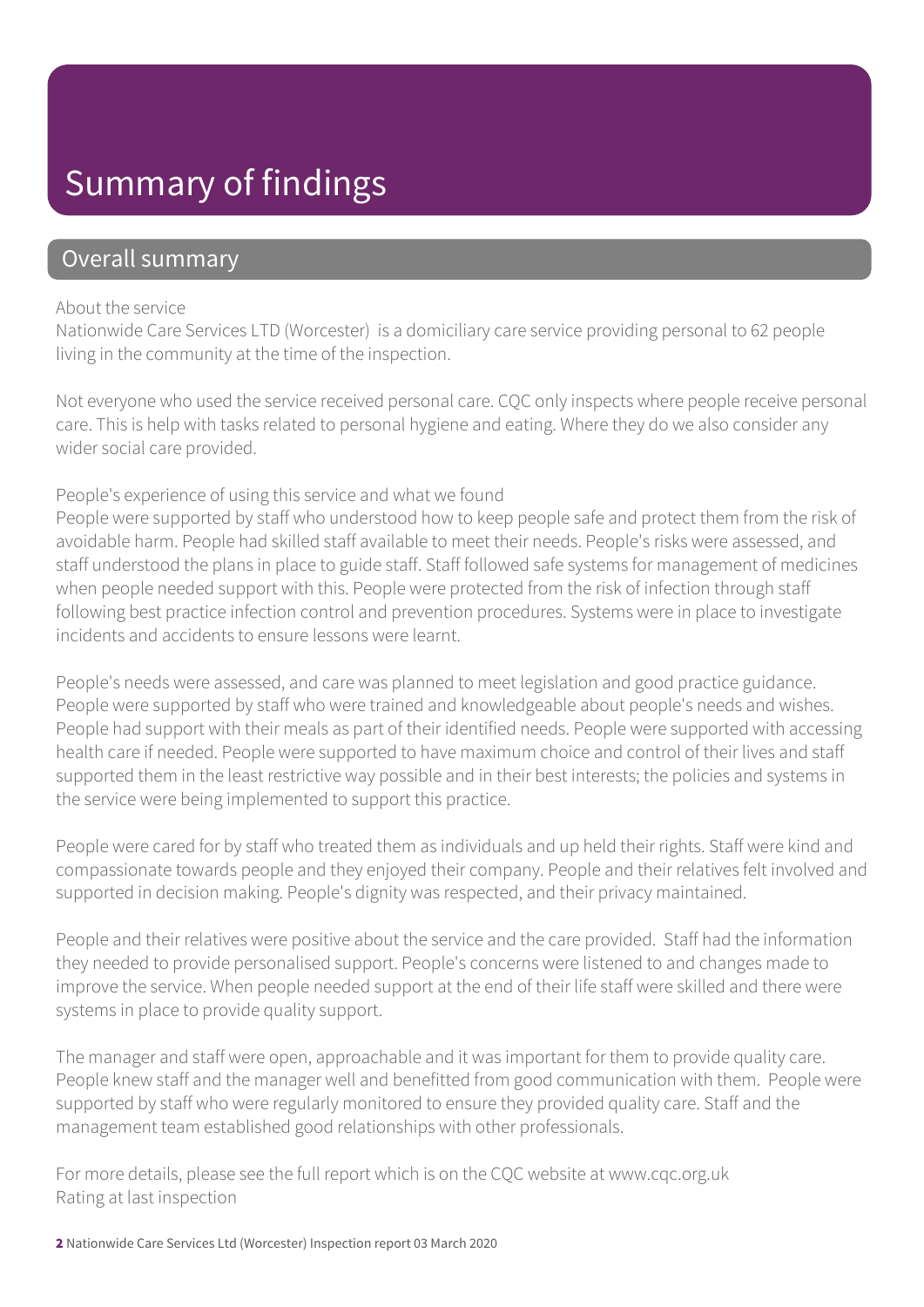# Summary of findings

## Overall summary

About the service
Nationwide Care Services LTD (Worcester)  is a domiciliary care service providing personal to 62 people living in the community at the time of the inspection.

Not everyone who used the service received personal care. CQC only inspects where people receive personal care. This is help with tasks related to personal hygiene and eating. Where they do we also consider any wider social care provided.

People's experience of using this service and what we found
People were supported by staff who understood how to keep people safe and protect them from the risk of avoidable harm. People had skilled staff available to meet their needs. People's risks were assessed, and staff understood the plans in place to guide staff. Staff followed safe systems for management of medicines when people needed support with this. People were protected from the risk of infection through staff following best practice infection control and prevention procedures. Systems were in place to investigate incidents and accidents to ensure lessons were learnt.

People's needs were assessed, and care was planned to meet legislation and good practice guidance. People were supported by staff who were trained and knowledgeable about people's needs and wishes. People had support with their meals as part of their identified needs. People were supported with accessing health care if needed. People were supported to have maximum choice and control of their lives and staff supported them in the least restrictive way possible and in their best interests; the policies and systems in the service were being implemented to support this practice.

People were cared for by staff who treated them as individuals and up held their rights. Staff were kind and compassionate towards people and they enjoyed their company. People and their relatives felt involved and supported in decision making. People's dignity was respected, and their privacy maintained.

People and their relatives were positive about the service and the care provided.  Staff had the information they needed to provide personalised support. People's concerns were listened to and changes made to improve the service. When people needed support at the end of their life staff were skilled and there were systems in place to provide quality support.

The manager and staff were open, approachable and it was important for them to provide quality care. People knew staff and the manager well and benefitted from good communication with them.  People were supported by staff who were regularly monitored to ensure they provided quality care. Staff and the management team established good relationships with other professionals.

For more details, please see the full report which is on the CQC website at www.cqc.org.uk
Rating at last inspection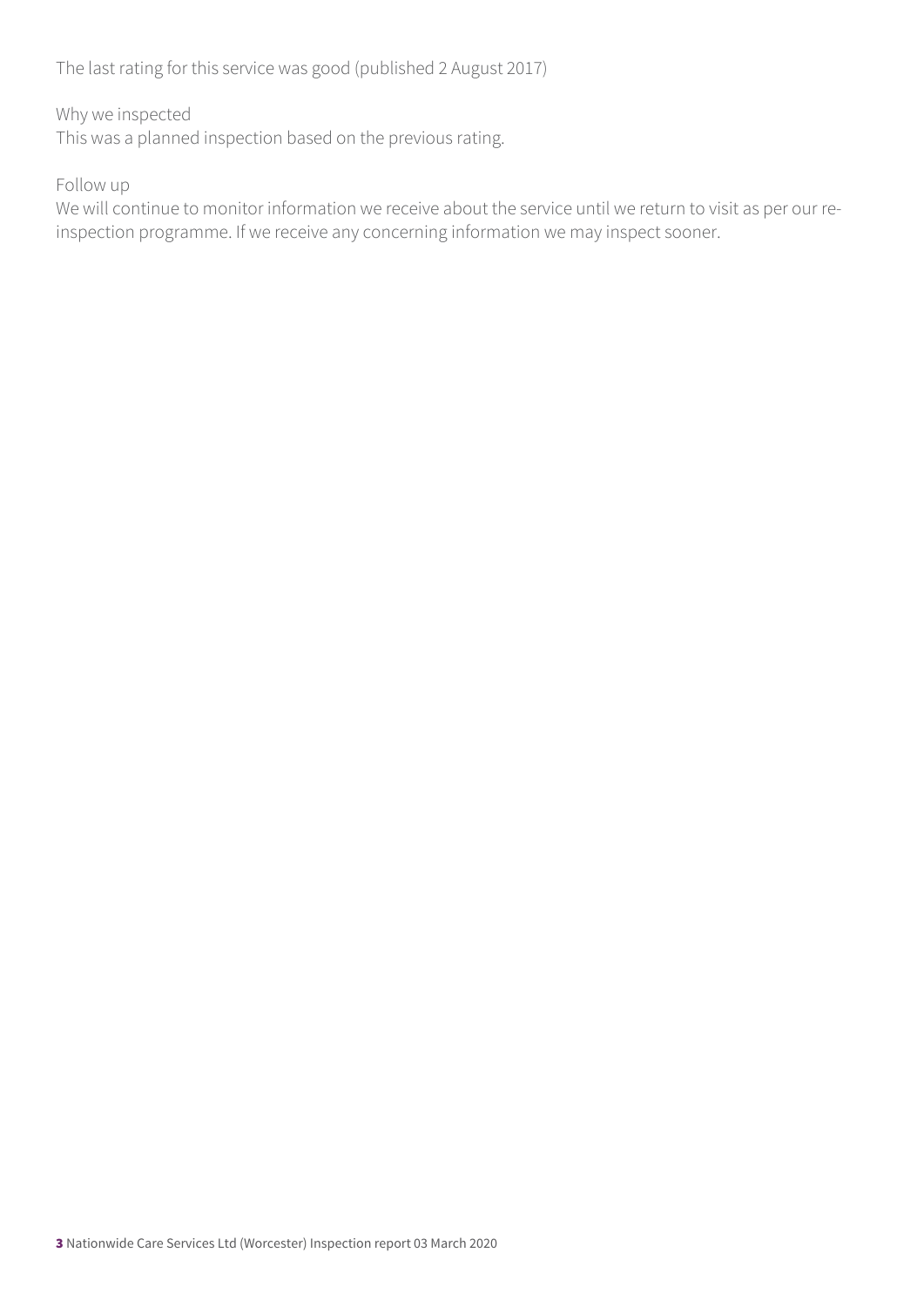The last rating for this service was good (published 2 August 2017)

Why we inspected

This was a planned inspection based on the previous rating.

Follow up

We will continue to monitor information we receive about the service until we return to visit as per our re-inspection programme. If we receive any concerning information we may inspect sooner.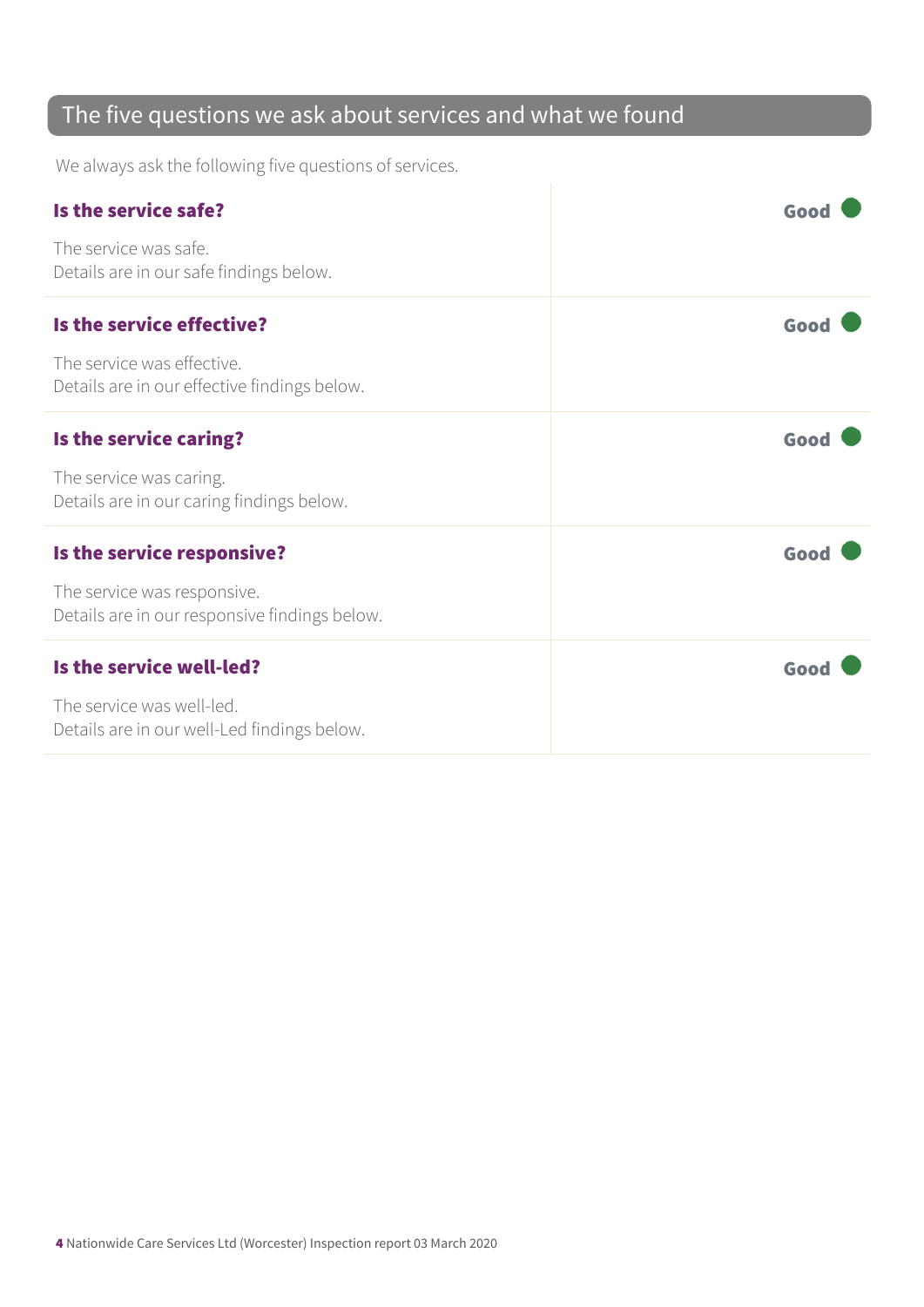## The five questions we ask about services and what we found

We always ask the following five questions of services.

| | |
|---|---|
| **Is the service safe?**<br><br>The service was safe.<br>Details are in our safe findings below. | **Good** |
| **Is the service effective?**<br><br>The service was effective.<br>Details are in our effective findings below. | **Good** |
| **Is the service caring?**<br><br>The service was caring.<br>Details are in our caring findings below. | **Good** |
| **Is the service responsive?**<br><br>The service was responsive.<br>Details are in our responsive findings below. | **Good** |
| **Is the service well-led?**<br><br>The service was well-led.<br>Details are in our well-Led findings below. | **Good** |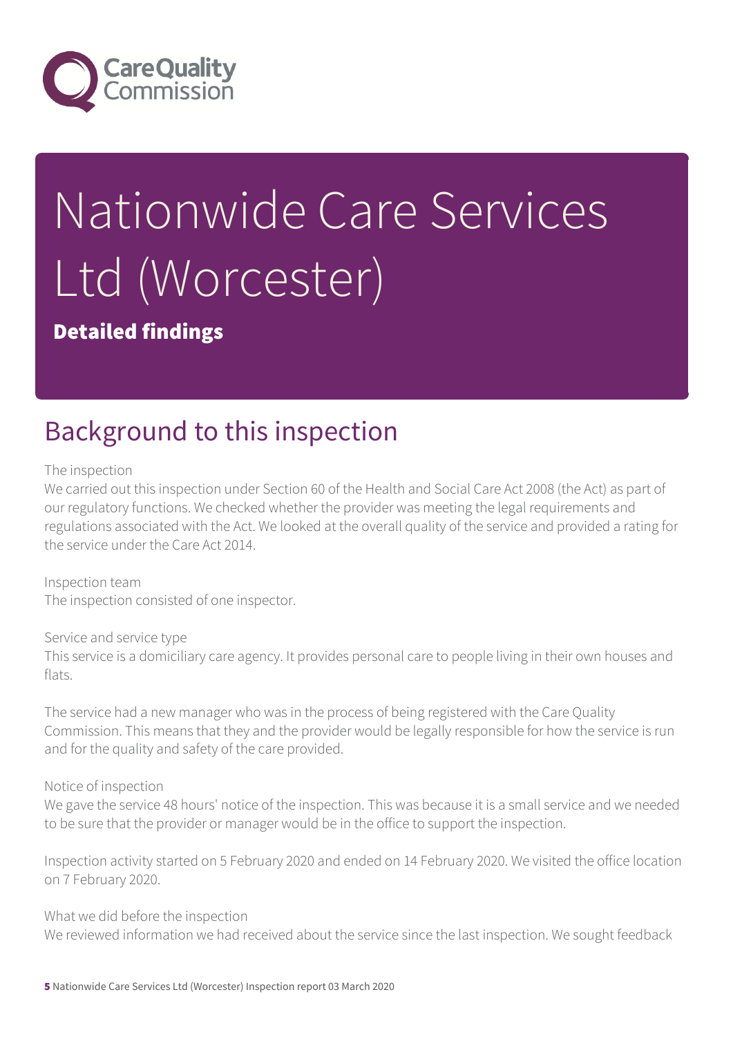# Nationwide Care Services Ltd (Worcester)

**Detailed findings**

## Background to this inspection

The inspection
We carried out this inspection under Section 60 of the Health and Social Care Act 2008 (the Act) as part of our regulatory functions. We checked whether the provider was meeting the legal requirements and regulations associated with the Act. We looked at the overall quality of the service and provided a rating for the service under the Care Act 2014.

Inspection team
The inspection consisted of one inspector.

Service and service type
This service is a domiciliary care agency. It provides personal care to people living in their own houses and flats.

The service had a new manager who was in the process of being registered with the Care Quality Commission. This means that they and the provider would be legally responsible for how the service is run and for the quality and safety of the care provided.

Notice of inspection
We gave the service 48 hours' notice of the inspection. This was because it is a small service and we needed to be sure that the provider or manager would be in the office to support the inspection.

Inspection activity started on 5 February 2020 and ended on 14 February 2020. We visited the office location on 7 February 2020.

What we did before the inspection
We reviewed information we had received about the service since the last inspection. We sought feedback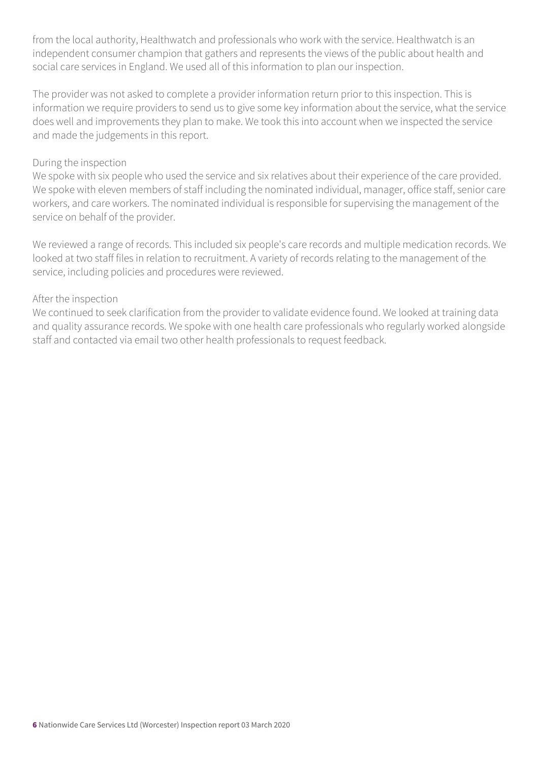from the local authority, Healthwatch and professionals who work with the service. Healthwatch is an independent consumer champion that gathers and represents the views of the public about health and social care services in England. We used all of this information to plan our inspection.

The provider was not asked to complete a provider information return prior to this inspection. This is information we require providers to send us to give some key information about the service, what the service does well and improvements they plan to make. We took this into account when we inspected the service and made the judgements in this report.

During the inspection

We spoke with six people who used the service and six relatives about their experience of the care provided. We spoke with eleven members of staff including the nominated individual, manager, office staff, senior care workers, and care workers. The nominated individual is responsible for supervising the management of the service on behalf of the provider.

We reviewed a range of records. This included six people's care records and multiple medication records. We looked at two staff files in relation to recruitment. A variety of records relating to the management of the service, including policies and procedures were reviewed.

After the inspection

We continued to seek clarification from the provider to validate evidence found. We looked at training data and quality assurance records. We spoke with one health care professionals who regularly worked alongside staff and contacted via email two other health professionals to request feedback.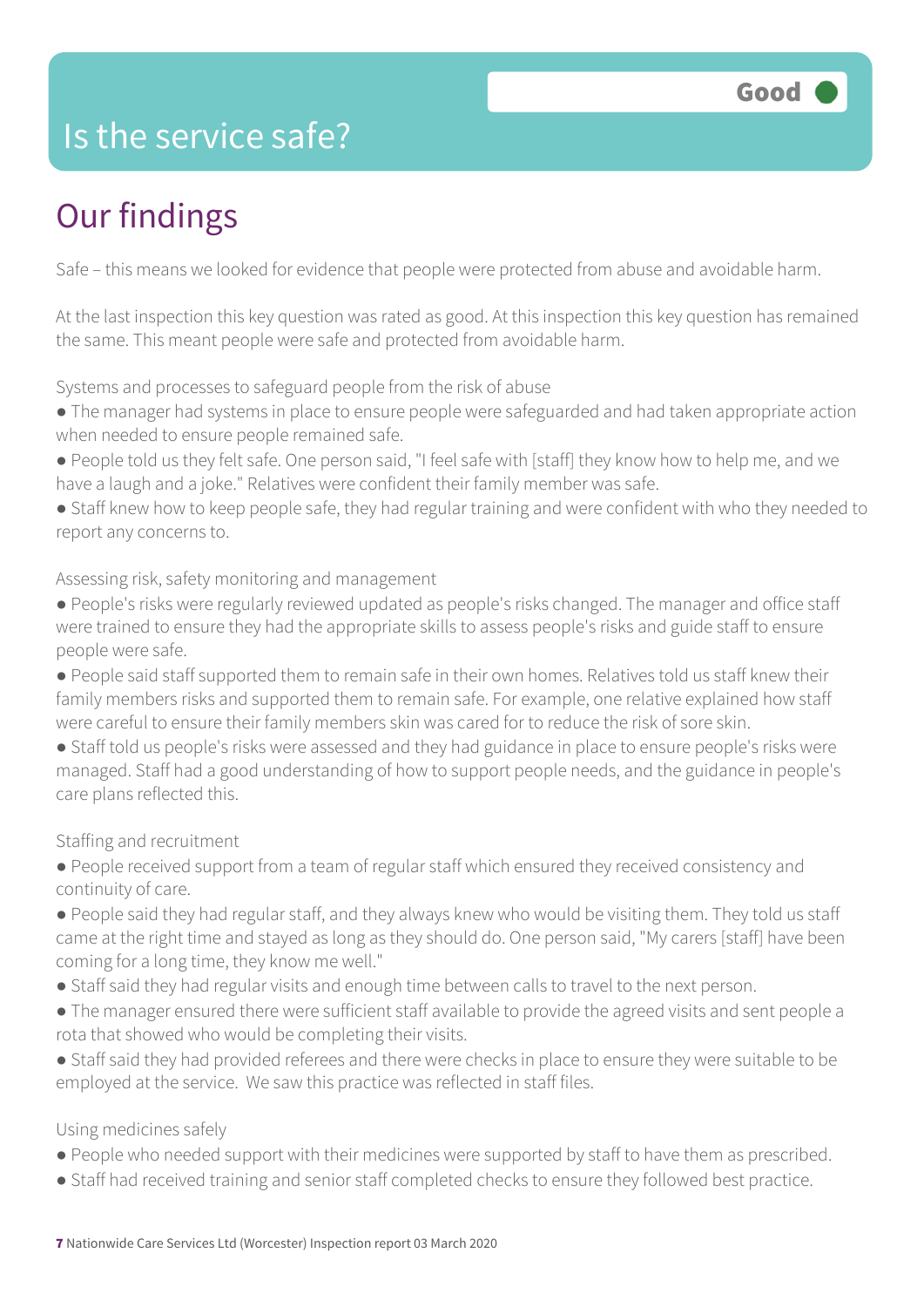# Is the service safe?

**Good**

## Our findings

Safe – this means we looked for evidence that people were protected from abuse and avoidable harm.

At the last inspection this key question was rated as good. At this inspection this key question has remained the same. This meant people were safe and protected from avoidable harm.

Systems and processes to safeguard people from the risk of abuse

- The manager had systems in place to ensure people were safeguarded and had taken appropriate action when needed to ensure people remained safe.
- People told us they felt safe. One person said, "I feel safe with [staff] they know how to help me, and we have a laugh and a joke." Relatives were confident their family member was safe.
- Staff knew how to keep people safe, they had regular training and were confident with who they needed to report any concerns to.

Assessing risk, safety monitoring and management

- People's risks were regularly reviewed updated as people's risks changed. The manager and office staff were trained to ensure they had the appropriate skills to assess people's risks and guide staff to ensure people were safe.
- People said staff supported them to remain safe in their own homes. Relatives told us staff knew their family members risks and supported them to remain safe. For example, one relative explained how staff were careful to ensure their family members skin was cared for to reduce the risk of sore skin.
- Staff told us people's risks were assessed and they had guidance in place to ensure people's risks were managed. Staff had a good understanding of how to support people needs, and the guidance in people's care plans reflected this.

Staffing and recruitment

- People received support from a team of regular staff which ensured they received consistency and continuity of care.
- People said they had regular staff, and they always knew who would be visiting them. They told us staff came at the right time and stayed as long as they should do. One person said, "My carers [staff] have been coming for a long time, they know me well."
- Staff said they had regular visits and enough time between calls to travel to the next person.
- The manager ensured there were sufficient staff available to provide the agreed visits and sent people a rota that showed who would be completing their visits.
- Staff said they had provided referees and there were checks in place to ensure they were suitable to be employed at the service. We saw this practice was reflected in staff files.

Using medicines safely

- People who needed support with their medicines were supported by staff to have them as prescribed.
- Staff had received training and senior staff completed checks to ensure they followed best practice.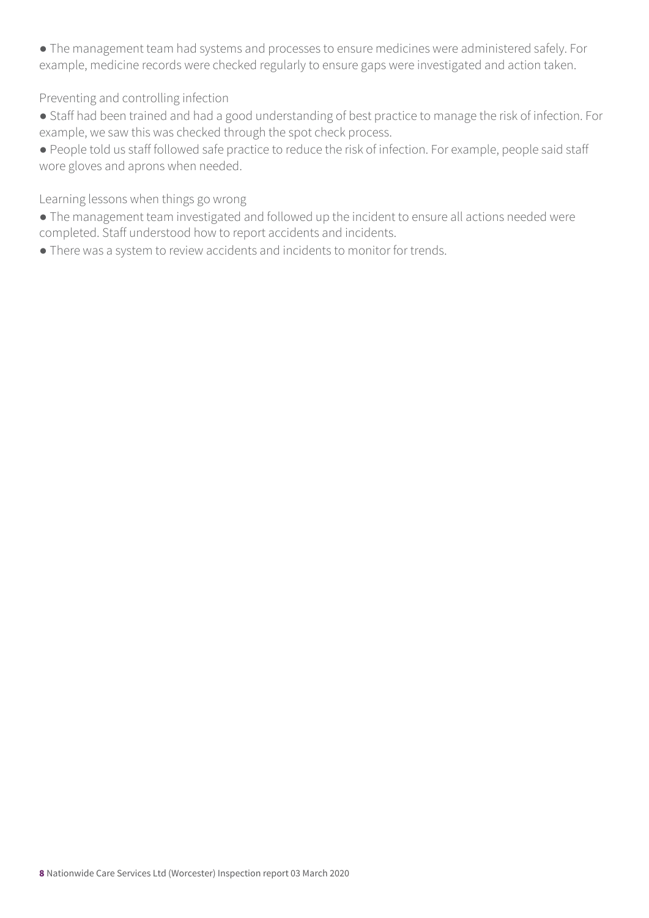- The management team had systems and processes to ensure medicines were administered safely. For example, medicine records were checked regularly to ensure gaps were investigated and action taken.

Preventing and controlling infection

- Staff had been trained and had a good understanding of best practice to manage the risk of infection. For example, we saw this was checked through the spot check process.
- People told us staff followed safe practice to reduce the risk of infection. For example, people said staff wore gloves and aprons when needed.

Learning lessons when things go wrong

- The management team investigated and followed up the incident to ensure all actions needed were completed. Staff understood how to report accidents and incidents.
- There was a system to review accidents and incidents to monitor for trends.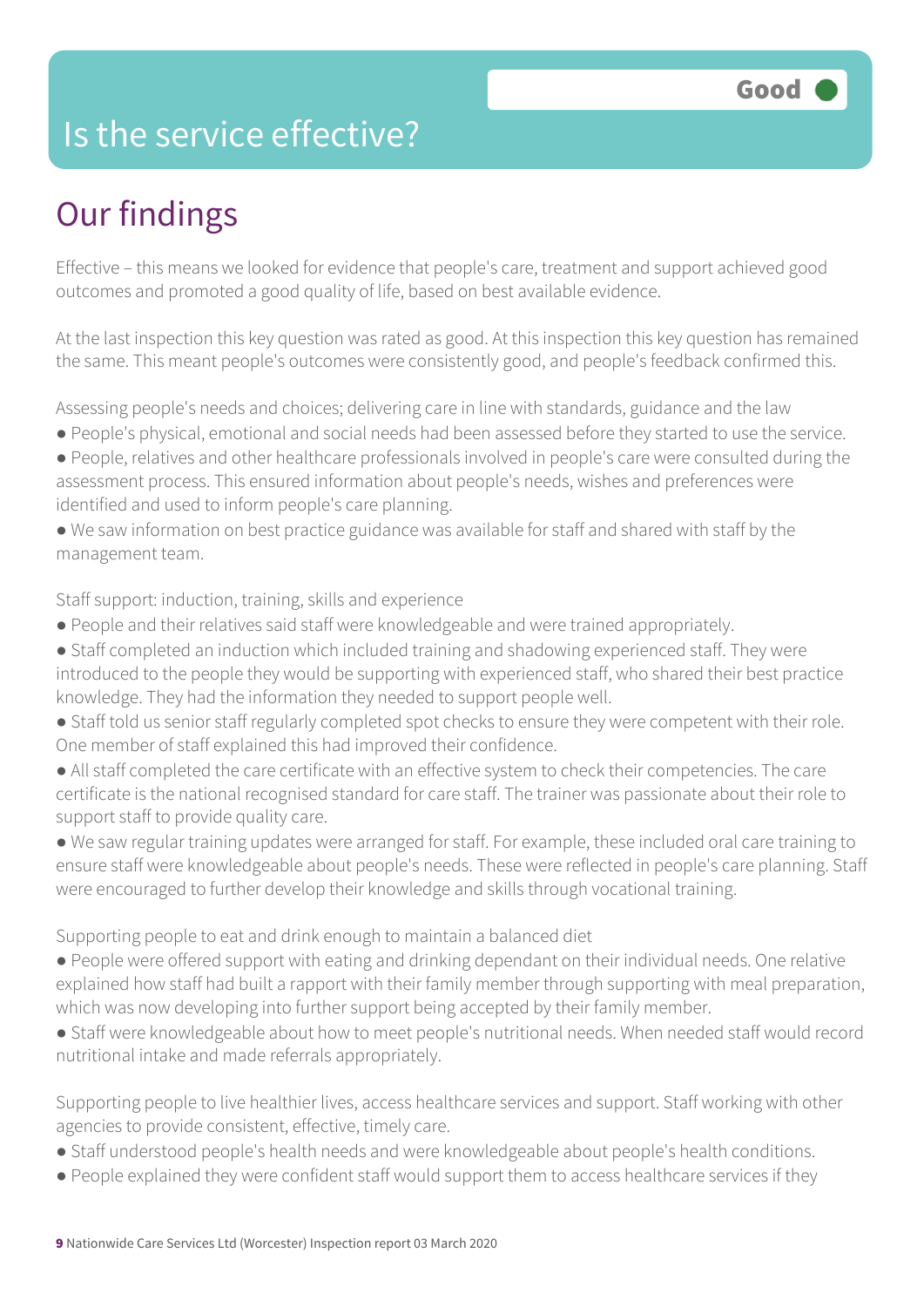# Is the service effective?

Good

## Our findings

Effective – this means we looked for evidence that people's care, treatment and support achieved good outcomes and promoted a good quality of life, based on best available evidence.

At the last inspection this key question was rated as good. At this inspection this key question has remained the same. This meant people's outcomes were consistently good, and people's feedback confirmed this.

Assessing people's needs and choices; delivering care in line with standards, guidance and the law

- People's physical, emotional and social needs had been assessed before they started to use the service.
- People, relatives and other healthcare professionals involved in people's care were consulted during the assessment process. This ensured information about people's needs, wishes and preferences were identified and used to inform people's care planning.
- We saw information on best practice guidance was available for staff and shared with staff by the management team.

Staff support: induction, training, skills and experience

- People and their relatives said staff were knowledgeable and were trained appropriately.
- Staff completed an induction which included training and shadowing experienced staff. They were introduced to the people they would be supporting with experienced staff, who shared their best practice knowledge. They had the information they needed to support people well.
- Staff told us senior staff regularly completed spot checks to ensure they were competent with their role. One member of staff explained this had improved their confidence.
- All staff completed the care certificate with an effective system to check their competencies. The care certificate is the national recognised standard for care staff. The trainer was passionate about their role to support staff to provide quality care.
- We saw regular training updates were arranged for staff. For example, these included oral care training to ensure staff were knowledgeable about people's needs. These were reflected in people's care planning. Staff were encouraged to further develop their knowledge and skills through vocational training.

Supporting people to eat and drink enough to maintain a balanced diet

- People were offered support with eating and drinking dependant on their individual needs. One relative explained how staff had built a rapport with their family member through supporting with meal preparation, which was now developing into further support being accepted by their family member.
- Staff were knowledgeable about how to meet people's nutritional needs. When needed staff would record nutritional intake and made referrals appropriately.

Supporting people to live healthier lives, access healthcare services and support. Staff working with other agencies to provide consistent, effective, timely care.

- Staff understood people's health needs and were knowledgeable about people's health conditions.
- People explained they were confident staff would support them to access healthcare services if they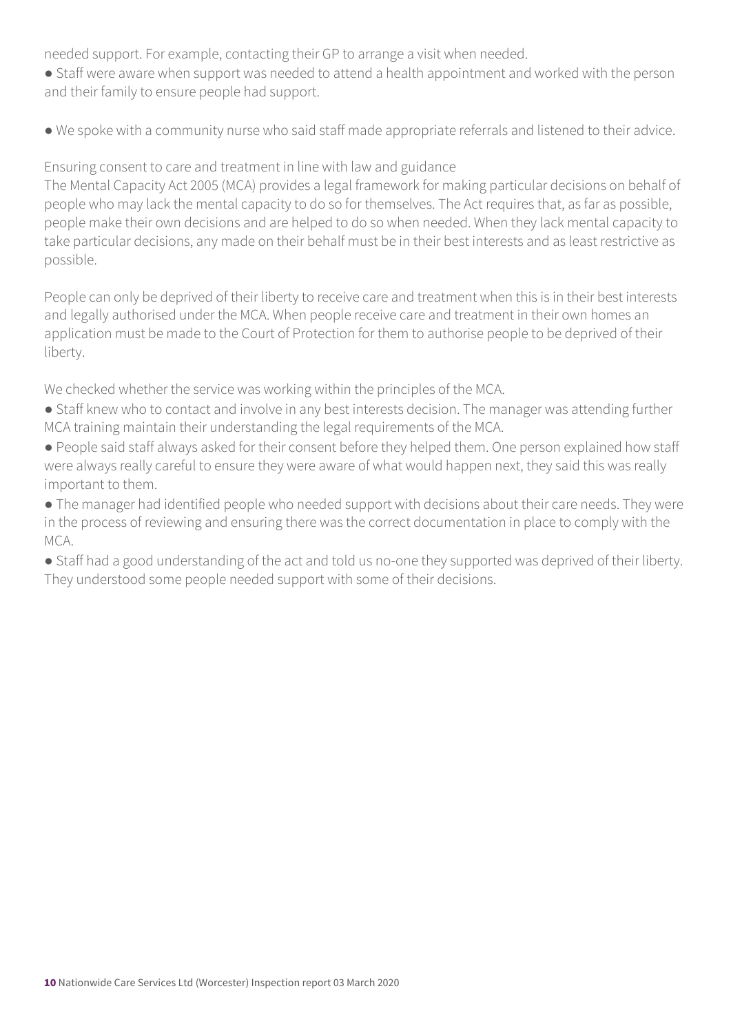needed support. For example, contacting their GP to arrange a visit when needed.

- Staff were aware when support was needed to attend a health appointment and worked with the person and their family to ensure people had support.
- We spoke with a community nurse who said staff made appropriate referrals and listened to their advice.

### Ensuring consent to care and treatment in line with law and guidance

The Mental Capacity Act 2005 (MCA) provides a legal framework for making particular decisions on behalf of people who may lack the mental capacity to do so for themselves. The Act requires that, as far as possible, people make their own decisions and are helped to do so when needed. When they lack mental capacity to take particular decisions, any made on their behalf must be in their best interests and as least restrictive as possible.

People can only be deprived of their liberty to receive care and treatment when this is in their best interests and legally authorised under the MCA. When people receive care and treatment in their own homes an application must be made to the Court of Protection for them to authorise people to be deprived of their liberty.

We checked whether the service was working within the principles of the MCA.

- Staff knew who to contact and involve in any best interests decision. The manager was attending further MCA training maintain their understanding the legal requirements of the MCA.
- People said staff always asked for their consent before they helped them. One person explained how staff were always really careful to ensure they were aware of what would happen next, they said this was really important to them.
- The manager had identified people who needed support with decisions about their care needs. They were in the process of reviewing and ensuring there was the correct documentation in place to comply with the MCA.
- Staff had a good understanding of the act and told us no-one they supported was deprived of their liberty. They understood some people needed support with some of their decisions.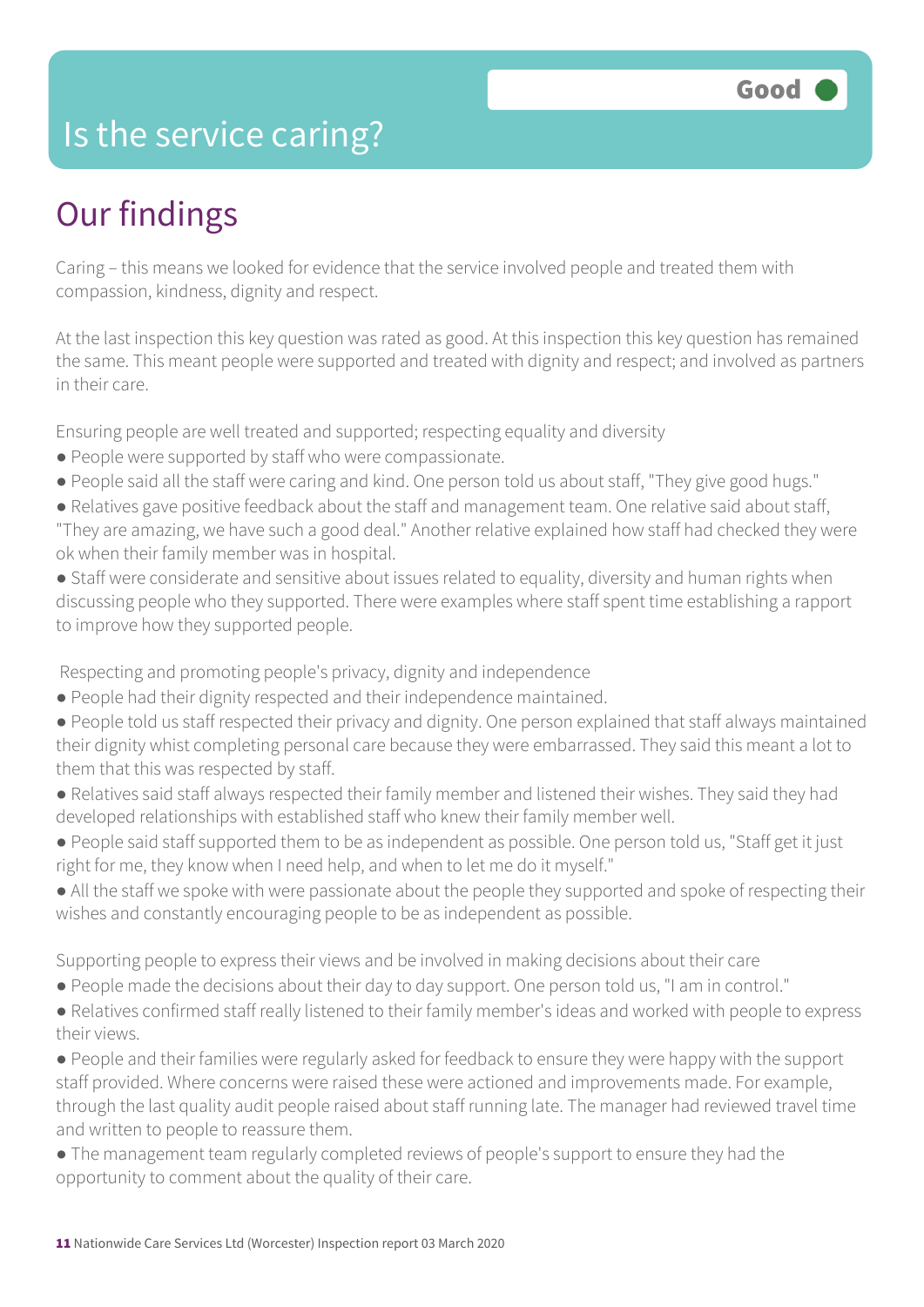# Is the service caring?

Good

## Our findings

Caring – this means we looked for evidence that the service involved people and treated them with compassion, kindness, dignity and respect.

At the last inspection this key question was rated as good. At this inspection this key question has remained the same. This meant people were supported and treated with dignity and respect; and involved as partners in their care.

Ensuring people are well treated and supported; respecting equality and diversity

- People were supported by staff who were compassionate.
- People said all the staff were caring and kind. One person told us about staff, "They give good hugs."
- Relatives gave positive feedback about the staff and management team. One relative said about staff, "They are amazing, we have such a good deal." Another relative explained how staff had checked they were ok when their family member was in hospital.
- Staff were considerate and sensitive about issues related to equality, diversity and human rights when discussing people who they supported. There were examples where staff spent time establishing a rapport to improve how they supported people.

Respecting and promoting people's privacy, dignity and independence

- People had their dignity respected and their independence maintained.
- People told us staff respected their privacy and dignity. One person explained that staff always maintained their dignity whist completing personal care because they were embarrassed. They said this meant a lot to them that this was respected by staff.
- Relatives said staff always respected their family member and listened their wishes. They said they had developed relationships with established staff who knew their family member well.
- People said staff supported them to be as independent as possible. One person told us, "Staff get it just right for me, they know when I need help, and when to let me do it myself."
- All the staff we spoke with were passionate about the people they supported and spoke of respecting their wishes and constantly encouraging people to be as independent as possible.

Supporting people to express their views and be involved in making decisions about their care

- People made the decisions about their day to day support. One person told us, "I am in control."
- Relatives confirmed staff really listened to their family member's ideas and worked with people to express their views.
- People and their families were regularly asked for feedback to ensure they were happy with the support staff provided. Where concerns were raised these were actioned and improvements made. For example, through the last quality audit people raised about staff running late. The manager had reviewed travel time and written to people to reassure them.
- The management team regularly completed reviews of people's support to ensure they had the opportunity to comment about the quality of their care.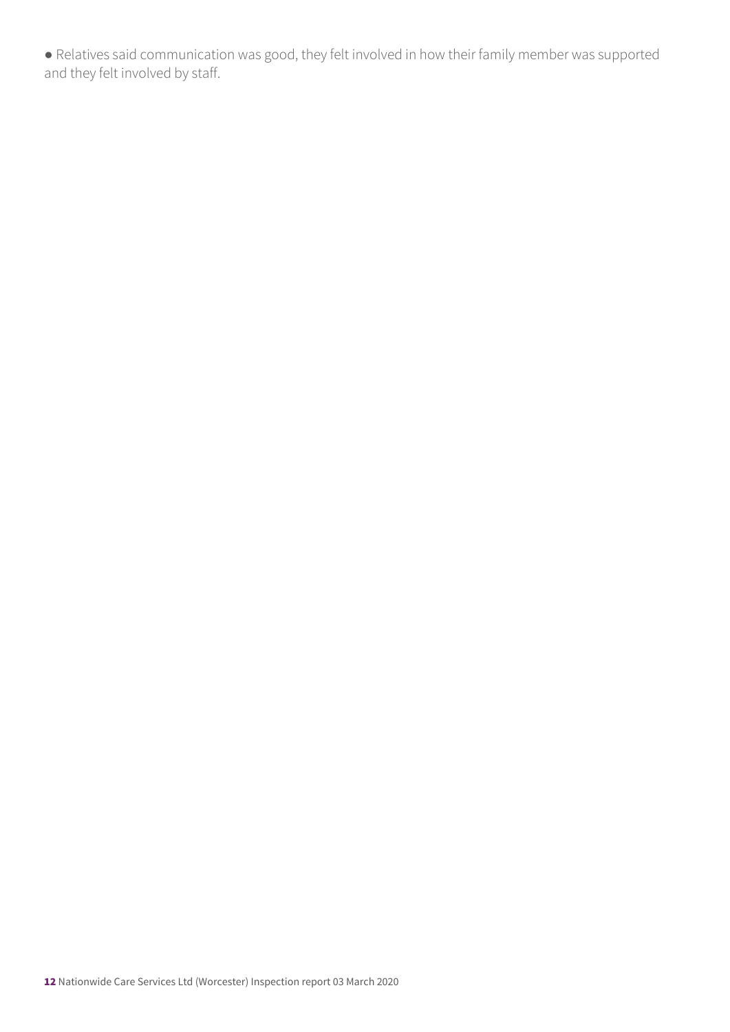- Relatives said communication was good, they felt involved in how their family member was supported and they felt involved by staff.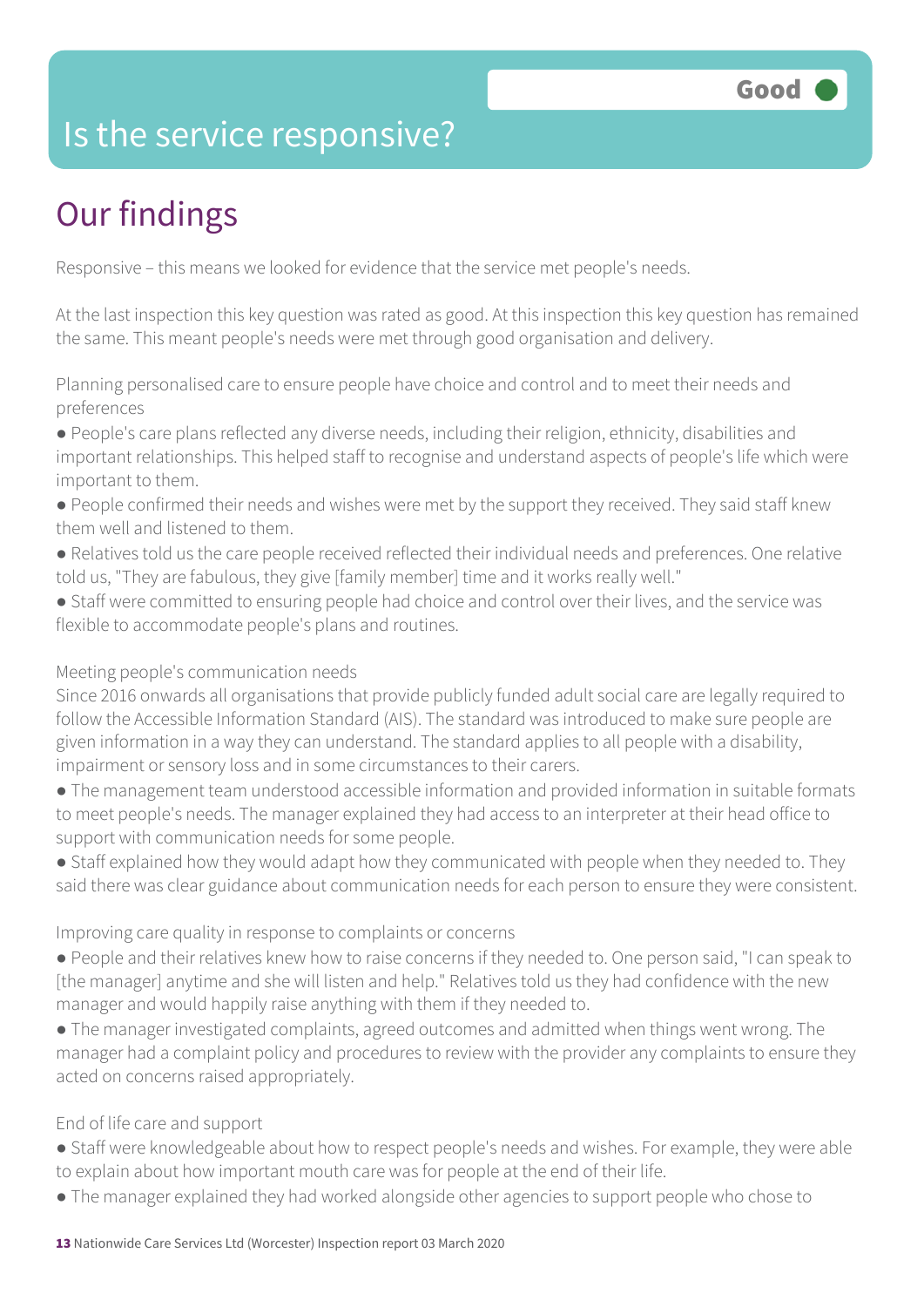# Is the service responsive?

**Good**

## Our findings

Responsive – this means we looked for evidence that the service met people's needs.

At the last inspection this key question was rated as good. At this inspection this key question has remained the same. This meant people's needs were met through good organisation and delivery.

Planning personalised care to ensure people have choice and control and to meet their needs and preferences

- People's care plans reflected any diverse needs, including their religion, ethnicity, disabilities and important relationships. This helped staff to recognise and understand aspects of people's life which were important to them.
- People confirmed their needs and wishes were met by the support they received. They said staff knew them well and listened to them.
- Relatives told us the care people received reflected their individual needs and preferences. One relative told us, "They are fabulous, they give [family member] time and it works really well."
- Staff were committed to ensuring people had choice and control over their lives, and the service was flexible to accommodate people's plans and routines.

Meeting people's communication needs

Since 2016 onwards all organisations that provide publicly funded adult social care are legally required to follow the Accessible Information Standard (AIS). The standard was introduced to make sure people are given information in a way they can understand. The standard applies to all people with a disability, impairment or sensory loss and in some circumstances to their carers.

- The management team understood accessible information and provided information in suitable formats to meet people's needs. The manager explained they had access to an interpreter at their head office to support with communication needs for some people.
- Staff explained how they would adapt how they communicated with people when they needed to. They said there was clear guidance about communication needs for each person to ensure they were consistent.

Improving care quality in response to complaints or concerns

- People and their relatives knew how to raise concerns if they needed to. One person said, "I can speak to [the manager] anytime and she will listen and help." Relatives told us they had confidence with the new manager and would happily raise anything with them if they needed to.
- The manager investigated complaints, agreed outcomes and admitted when things went wrong. The manager had a complaint policy and procedures to review with the provider any complaints to ensure they acted on concerns raised appropriately.

End of life care and support

- Staff were knowledgeable about how to respect people's needs and wishes. For example, they were able to explain about how important mouth care was for people at the end of their life.
- The manager explained they had worked alongside other agencies to support people who chose to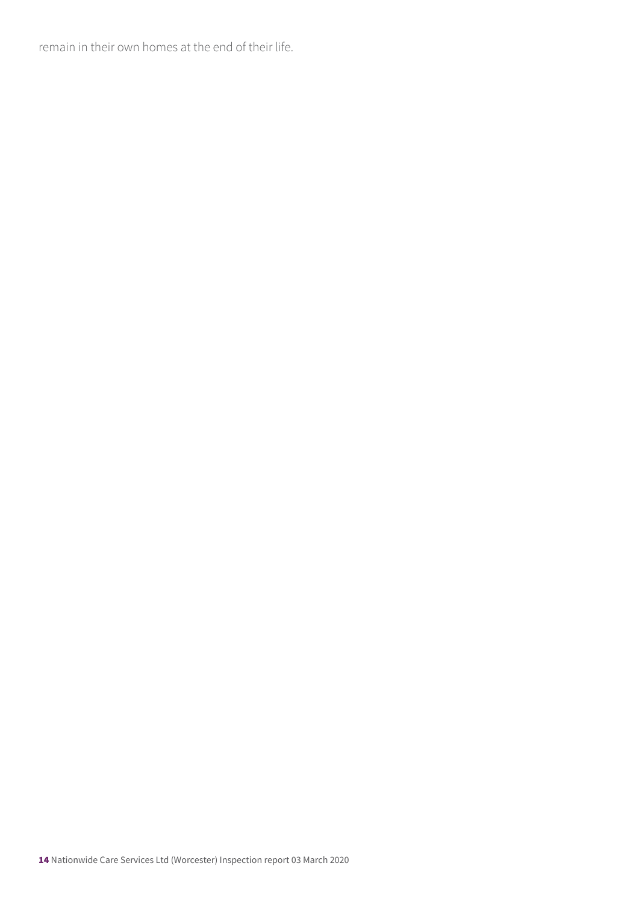remain in their own homes at the end of their life.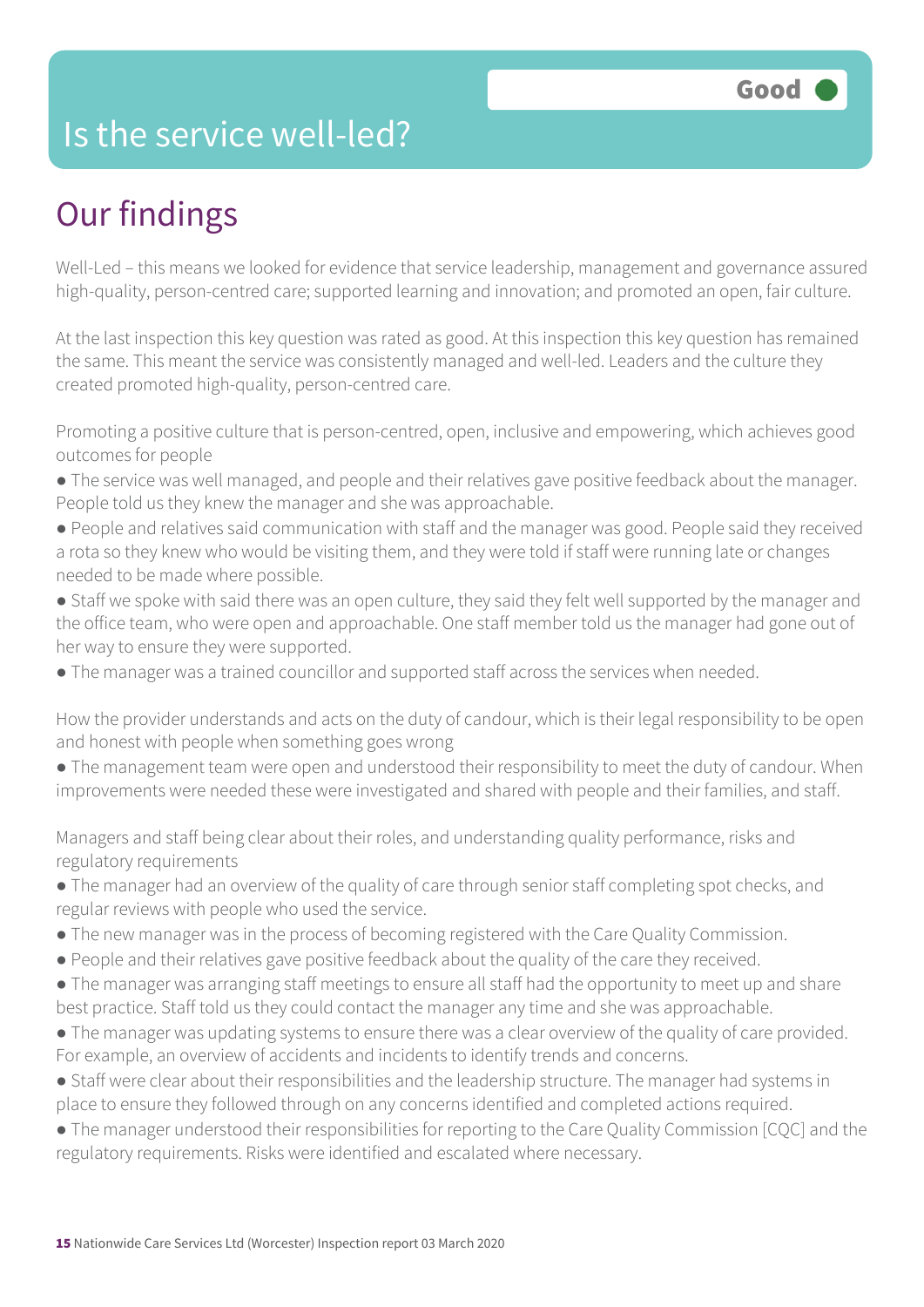# Is the service well-led?

Good

## Our findings

Well-Led – this means we looked for evidence that service leadership, management and governance assured high-quality, person-centred care; supported learning and innovation; and promoted an open, fair culture.

At the last inspection this key question was rated as good. At this inspection this key question has remained the same. This meant the service was consistently managed and well-led. Leaders and the culture they created promoted high-quality, person-centred care.

Promoting a positive culture that is person-centred, open, inclusive and empowering, which achieves good outcomes for people

- The service was well managed, and people and their relatives gave positive feedback about the manager. People told us they knew the manager and she was approachable.
- People and relatives said communication with staff and the manager was good. People said they received a rota so they knew who would be visiting them, and they were told if staff were running late or changes needed to be made where possible.
- Staff we spoke with said there was an open culture, they said they felt well supported by the manager and the office team, who were open and approachable. One staff member told us the manager had gone out of her way to ensure they were supported.
- The manager was a trained councillor and supported staff across the services when needed.

How the provider understands and acts on the duty of candour, which is their legal responsibility to be open and honest with people when something goes wrong

- The management team were open and understood their responsibility to meet the duty of candour. When improvements were needed these were investigated and shared with people and their families, and staff.

Managers and staff being clear about their roles, and understanding quality performance, risks and regulatory requirements

- The manager had an overview of the quality of care through senior staff completing spot checks, and regular reviews with people who used the service.
- The new manager was in the process of becoming registered with the Care Quality Commission.
- People and their relatives gave positive feedback about the quality of the care they received.
- The manager was arranging staff meetings to ensure all staff had the opportunity to meet up and share best practice. Staff told us they could contact the manager any time and she was approachable.
- The manager was updating systems to ensure there was a clear overview of the quality of care provided. For example, an overview of accidents and incidents to identify trends and concerns.
- Staff were clear about their responsibilities and the leadership structure. The manager had systems in place to ensure they followed through on any concerns identified and completed actions required.
- The manager understood their responsibilities for reporting to the Care Quality Commission [CQC] and the regulatory requirements. Risks were identified and escalated where necessary.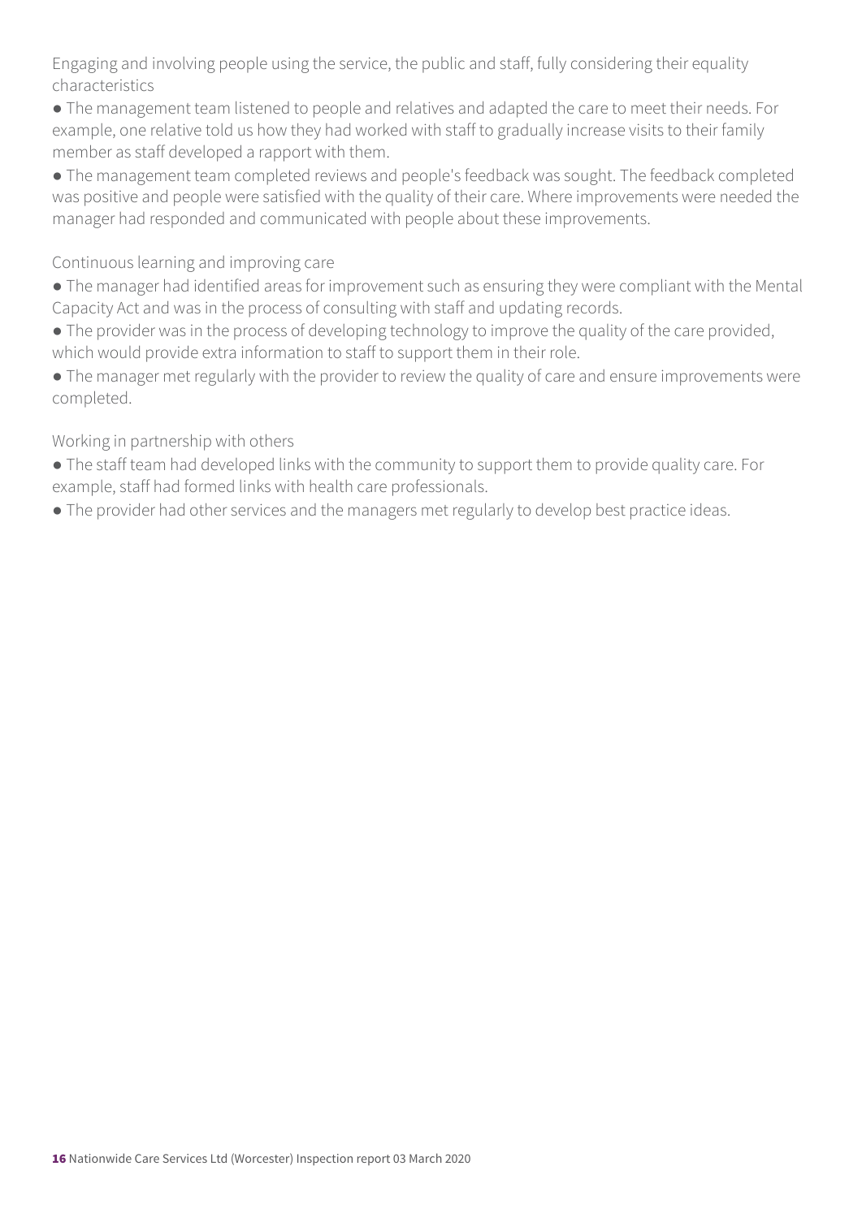Engaging and involving people using the service, the public and staff, fully considering their equality characteristics

- The management team listened to people and relatives and adapted the care to meet their needs. For example, one relative told us how they had worked with staff to gradually increase visits to their family member as staff developed a rapport with them.
- The management team completed reviews and people's feedback was sought. The feedback completed was positive and people were satisfied with the quality of their care. Where improvements were needed the manager had responded and communicated with people about these improvements.

Continuous learning and improving care

- The manager had identified areas for improvement such as ensuring they were compliant with the Mental Capacity Act and was in the process of consulting with staff and updating records.
- The provider was in the process of developing technology to improve the quality of the care provided, which would provide extra information to staff to support them in their role.
- The manager met regularly with the provider to review the quality of care and ensure improvements were completed.

Working in partnership with others

- The staff team had developed links with the community to support them to provide quality care. For example, staff had formed links with health care professionals.
- The provider had other services and the managers met regularly to develop best practice ideas.